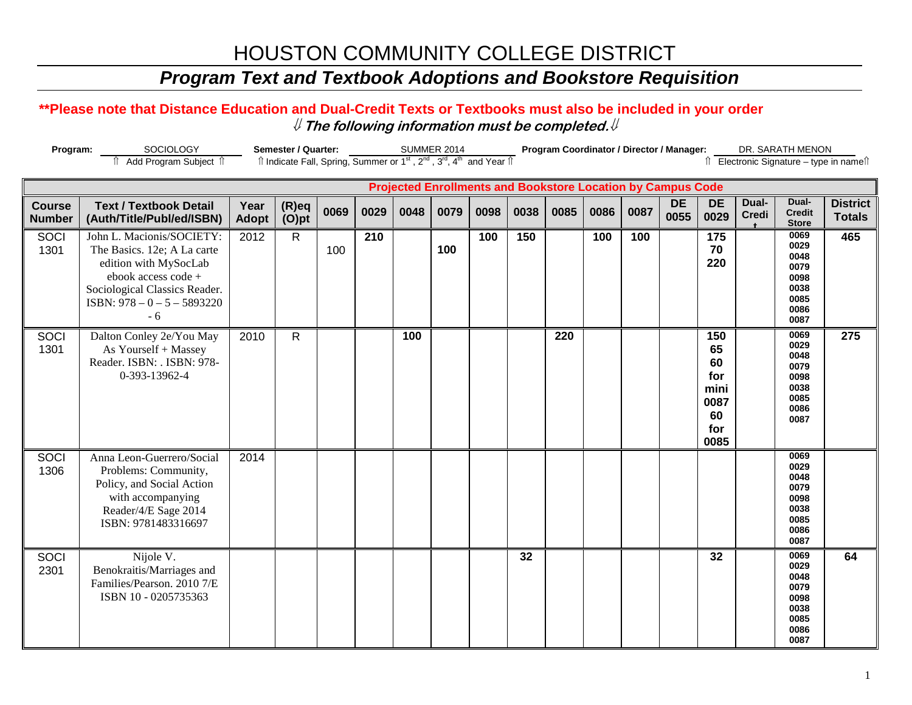# HOUSTON COMMUNITY COLLEGE DISTRICT

## *Program Text and Textbook Adoptions and Bookstore Requisition*

**\*\*Please note that Distance Education and Dual-Credit Texts or Textbooks must also be included in your order**

⇓ ***The following information must be completed.*** ⇓

**Program:** SOCIOLOGY
⇑ Add Program Subject ⇑

**Semester / Quarter:** SUMMER 2014
⇑ Indicate Fall, Spring, Summer or 1st, 2nd, 3rd, 4th and Year ⇑

**Program Coordinator / Director / Manager:** DR. SARATH MENON
⇑ Electronic Signature – type in name⇑

| | | | | Projected Enrollments and Bookstore Location by Campus Code | | | | | | | | | | | | | |
|---|---|---|---|---|---|---|---|---|---|---|---|---|---|---|---|---|---|
| **Course Number** | **Text / Textbook Detail (Auth/Title/Publ/ed/ISBN)** | **Year Adopt** | **(R)eq (O)pt** | **0069** | **0029** | **0048** | **0079** | **0098** | **0038** | **0085** | **0086** | **0087** | **DE 0055** | **DE 0029** | **Dual-Credit** | **Dual-Credit Store** | **District Totals** |
| SOCI 1301 | John L. Macionis/SOCIETY: The Basics. 12e; A La carte edition with MySocLab ebook access code + Sociological Classics Reader. ISBN: 978 – 0 – 5 – 5893220 - 6 | 2012 | R | 100 | **210** | | **100** | **100** | **150** | | **100** | **100** | | **175 70 220** | | 0069 0029 0048 0079 0098 0038 0085 0086 0087 | **465** |
| SOCI 1301 | Dalton Conley 2e/You May As Yourself + Massey Reader. ISBN: . ISBN: 978-0-393-13962-4 | 2010 | R | | | **100** | | | | **220** | | | | **150 65 60 for mini 0087 60 for 0085** | | 0069 0029 0048 0079 0098 0038 0085 0086 0087 | **275** |
| SOCI 1306 | Anna Leon-Guerrero/Social Problems: Community, Policy, and Social Action with accompanying Reader/4/E Sage 2014 ISBN: 9781483316697 | 2014 | | | | | | | | | | | | | | 0069 0029 0048 0079 0098 0038 0085 0086 0087 | |
| SOCI 2301 | Nijole V. Benokraitis/Marriages and Families/Pearson. 2010 7/E ISBN 10 - 0205735363 | | | | | | | | **32** | | | | | **32** | | 0069 0029 0048 0079 0098 0038 0085 0086 0087 | **64** |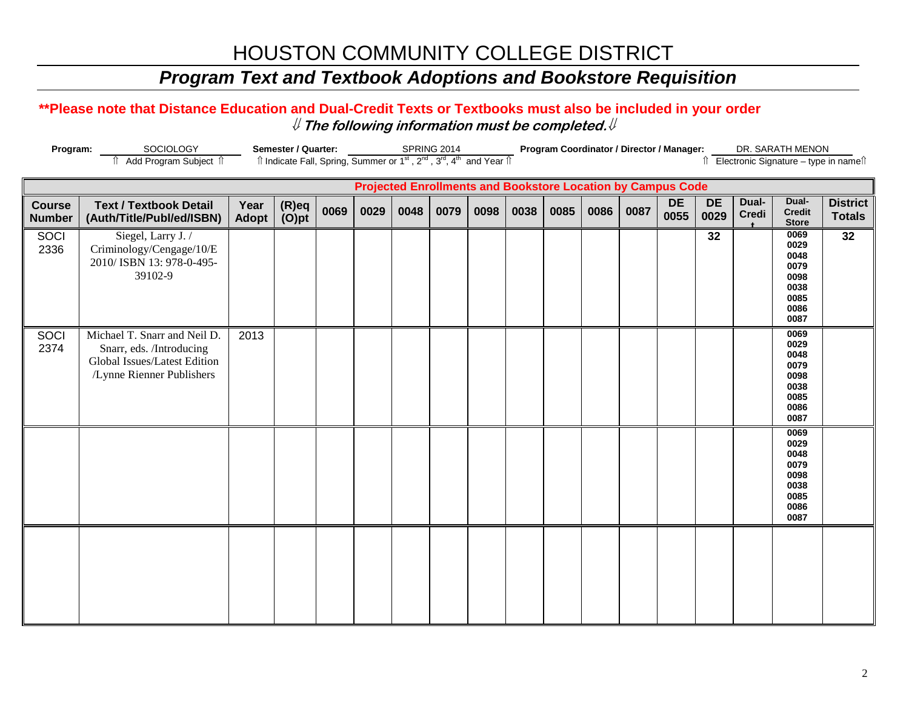# HOUSTON COMMUNITY COLLEGE DISTRICT

## *Program Text and Textbook Adoptions and Bookstore Requisition*

**\*\*Please note that Distance Education and Dual-Credit Texts or Textbooks must also be included in your order**

***⇓ The following information must be completed.⇓***

**Program:** SOCIOLOGY
⇑ Add Program Subject ⇑

**Semester / Quarter:** SPRING 2014
⇑ Indicate Fall, Spring, Summer or 1st, 2nd, 3rd, 4th and Year ⇑

**Program Coordinator / Director / Manager:** DR. SARATH MENON
⇑ Electronic Signature – type in name⇑

| | | | | Projected Enrollments and Bookstore Location by Campus Code | | | | | | | | | | | | | |
|---|---|---|---|---|---|---|---|---|---|---|---|---|---|---|---|---|---|
| **Course Number** | **Text / Textbook Detail (Auth/Title/Publ/ed/ISBN)** | **Year Adopt** | **(R)eq (O)pt** | **0069** | **0029** | **0048** | **0079** | **0098** | **0038** | **0085** | **0086** | **0087** | **DE 0055** | **DE 0029** | **Dual-Credit** | **Dual-Credit Store** | **District Totals** |
| SOCI 2336 | Siegel, Larry J. / Criminology/Cengage/10/E 2010/ ISBN 13: 978-0-495-39102-9 | | | | | | | | | | | | | 32 | | 0069 0029 0048 0079 0098 0038 0085 0086 0087 | 32 |
| SOCI 2374 | Michael T. Snarr and Neil D. Snarr, eds. /Introducing Global Issues/Latest Edition /Lynne Rienner Publishers | 2013 | | | | | | | | | | | | | | 0069 0029 0048 0079 0098 0038 0085 0086 0087 | |
| | | | | | | | | | | | | | | | | 0069 0029 0048 0079 0098 0038 0085 0086 0087 | |
| | | | | | | | | | | | | | | | | | |